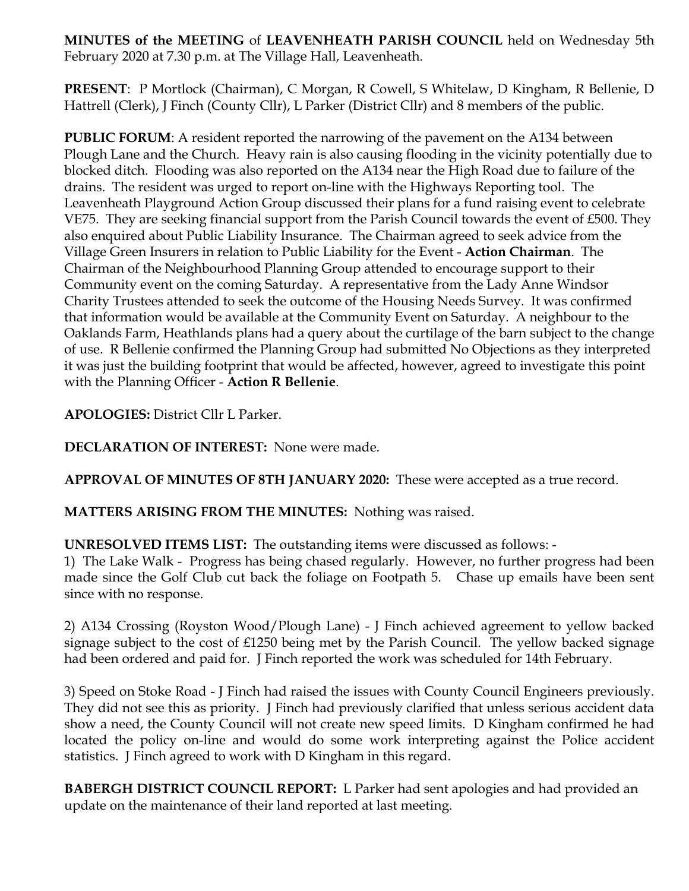**MINUTES of the MEETING** of **LEAVENHEATH PARISH COUNCIL** held on Wednesday 5th February 2020 at 7.30 p.m. at The Village Hall, Leavenheath.

**PRESENT**: P Mortlock (Chairman), C Morgan, R Cowell, S Whitelaw, D Kingham, R Bellenie, D Hattrell (Clerk), J Finch (County Cllr), L Parker (District Cllr) and 8 members of the public.

**PUBLIC FORUM**: A resident reported the narrowing of the pavement on the A134 between Plough Lane and the Church. Heavy rain is also causing flooding in the vicinity potentially due to blocked ditch. Flooding was also reported on the A134 near the High Road due to failure of the drains. The resident was urged to report on-line with the Highways Reporting tool. The Leavenheath Playground Action Group discussed their plans for a fund raising event to celebrate VE75. They are seeking financial support from the Parish Council towards the event of £500. They also enquired about Public Liability Insurance. The Chairman agreed to seek advice from the Village Green Insurers in relation to Public Liability for the Event - **Action Chairman**. The Chairman of the Neighbourhood Planning Group attended to encourage support to their Community event on the coming Saturday. A representative from the Lady Anne Windsor Charity Trustees attended to seek the outcome of the Housing Needs Survey. It was confirmed that information would be available at the Community Event on Saturday. A neighbour to the Oaklands Farm, Heathlands plans had a query about the curtilage of the barn subject to the change of use. R Bellenie confirmed the Planning Group had submitted No Objections as they interpreted it was just the building footprint that would be affected, however, agreed to investigate this point with the Planning Officer - **Action R Bellenie**.

**APOLOGIES:** District Cllr L Parker.

**DECLARATION OF INTEREST:** None were made.

**APPROVAL OF MINUTES OF 8TH JANUARY 2020:** These were accepted as a true record.

**MATTERS ARISING FROM THE MINUTES:** Nothing was raised.

**UNRESOLVED ITEMS LIST:** The outstanding items were discussed as follows: -

1) The Lake Walk - Progress has being chased regularly. However, no further progress had been made since the Golf Club cut back the foliage on Footpath 5. Chase up emails have been sent since with no response.

2) A134 Crossing (Royston Wood/Plough Lane) - J Finch achieved agreement to yellow backed signage subject to the cost of £1250 being met by the Parish Council. The yellow backed signage had been ordered and paid for. J Finch reported the work was scheduled for 14th February.

3) Speed on Stoke Road - J Finch had raised the issues with County Council Engineers previously. They did not see this as priority. J Finch had previously clarified that unless serious accident data show a need, the County Council will not create new speed limits. D Kingham confirmed he had located the policy on-line and would do some work interpreting against the Police accident statistics. J Finch agreed to work with D Kingham in this regard.

**BABERGH DISTRICT COUNCIL REPORT:** L Parker had sent apologies and had provided an update on the maintenance of their land reported at last meeting.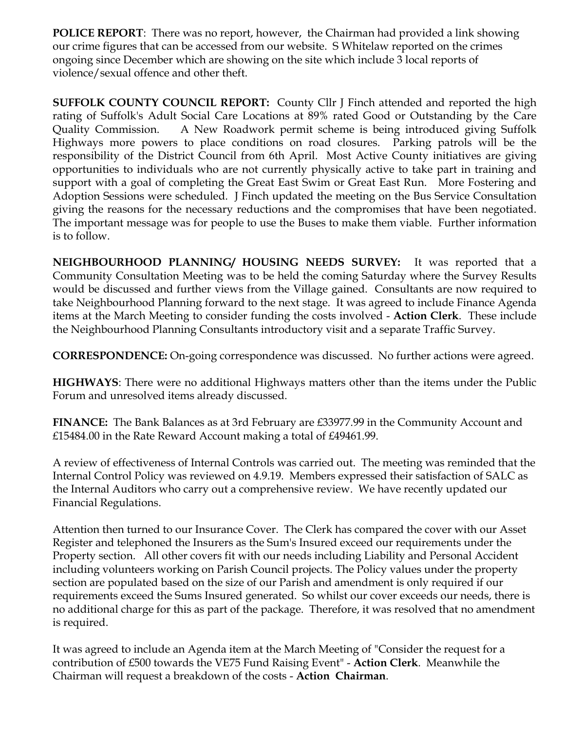**POLICE REPORT**: There was no report, however, the Chairman had provided a link showing our crime figures that can be accessed from our website. S Whitelaw reported on the crimes ongoing since December which are showing on the site which include 3 local reports of violence/sexual offence and other theft.

**SUFFOLK COUNTY COUNCIL REPORT:** County Cllr J Finch attended and reported the high rating of Suffolk's Adult Social Care Locations at 89% rated Good or Outstanding by the Care Quality Commission. A New Roadwork permit scheme is being introduced giving Suffolk Highways more powers to place conditions on road closures. Parking patrols will be the responsibility of the District Council from 6th April. Most Active County initiatives are giving opportunities to individuals who are not currently physically active to take part in training and support with a goal of completing the Great East Swim or Great East Run. More Fostering and Adoption Sessions were scheduled. J Finch updated the meeting on the Bus Service Consultation giving the reasons for the necessary reductions and the compromises that have been negotiated. The important message was for people to use the Buses to make them viable. Further information is to follow.

**NEIGHBOURHOOD PLANNING/ HOUSING NEEDS SURVEY:** It was reported that a Community Consultation Meeting was to be held the coming Saturday where the Survey Results would be discussed and further views from the Village gained. Consultants are now required to take Neighbourhood Planning forward to the next stage. It was agreed to include Finance Agenda items at the March Meeting to consider funding the costs involved - **Action Clerk**. These include the Neighbourhood Planning Consultants introductory visit and a separate Traffic Survey.

**CORRESPONDENCE:** On-going correspondence was discussed. No further actions were agreed.

**HIGHWAYS**: There were no additional Highways matters other than the items under the Public Forum and unresolved items already discussed.

**FINANCE:** The Bank Balances as at 3rd February are £33977.99 in the Community Account and £15484.00 in the Rate Reward Account making a total of £49461.99.

A review of effectiveness of Internal Controls was carried out. The meeting was reminded that the Internal Control Policy was reviewed on 4.9.19. Members expressed their satisfaction of SALC as the Internal Auditors who carry out a comprehensive review. We have recently updated our Financial Regulations.

Attention then turned to our Insurance Cover. The Clerk has compared the cover with our Asset Register and telephoned the Insurers as the Sum's Insured exceed our requirements under the Property section. All other covers fit with our needs including Liability and Personal Accident including volunteers working on Parish Council projects. The Policy values under the property section are populated based on the size of our Parish and amendment is only required if our requirements exceed the Sums Insured generated. So whilst our cover exceeds our needs, there is no additional charge for this as part of the package. Therefore, it was resolved that no amendment is required.

It was agreed to include an Agenda item at the March Meeting of "Consider the request for a contribution of £500 towards the VE75 Fund Raising Event" - **Action Clerk**. Meanwhile the Chairman will request a breakdown of the costs - **Action Chairman**.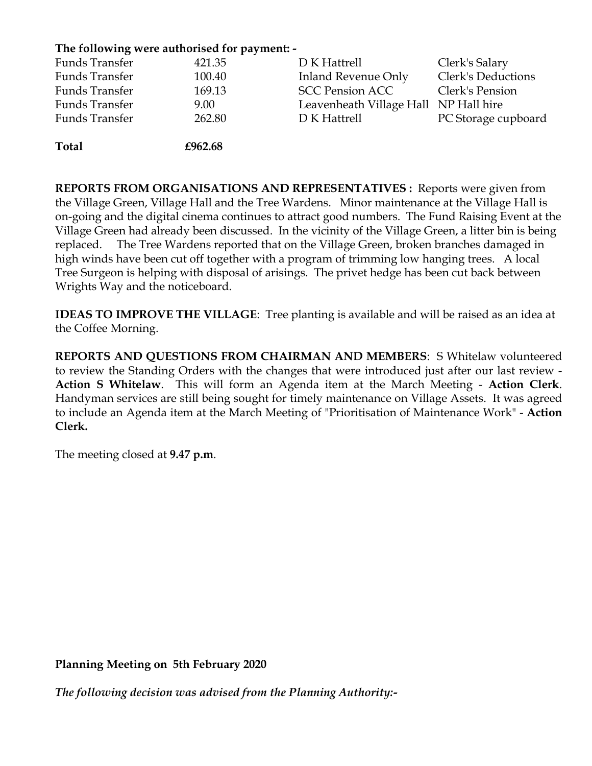**The following were authorised for payment: -**

| | | | |
|---|---|---|---|
| Funds Transfer | 421.35 | D K Hattrell | Clerk's Salary |
| Funds Transfer | 100.40 | Inland Revenue Only | Clerk's Deductions |
| Funds Transfer | 169.13 | SCC Pension ACC | Clerk's Pension |
| Funds Transfer | 9.00 | Leavenheath Village Hall | NP Hall hire |
| Funds Transfer | 262.80 | D K Hattrell | PC Storage cupboard |
| **Total** | **£962.68** | | |

**REPORTS FROM ORGANISATIONS AND REPRESENTATIVES :** Reports were given from the Village Green, Village Hall and the Tree Wardens. Minor maintenance at the Village Hall is on-going and the digital cinema continues to attract good numbers. The Fund Raising Event at the Village Green had already been discussed. In the vicinity of the Village Green, a litter bin is being replaced. The Tree Wardens reported that on the Village Green, broken branches damaged in high winds have been cut off together with a program of trimming low hanging trees. A local Tree Surgeon is helping with disposal of arisings. The privet hedge has been cut back between Wrights Way and the noticeboard.

**IDEAS TO IMPROVE THE VILLAGE**: Tree planting is available and will be raised as an idea at the Coffee Morning.

**REPORTS AND QUESTIONS FROM CHAIRMAN AND MEMBERS**: S Whitelaw volunteered to review the Standing Orders with the changes that were introduced just after our last review - **Action S Whitelaw**. This will form an Agenda item at the March Meeting - **Action Clerk**. Handyman services are still being sought for timely maintenance on Village Assets. It was agreed to include an Agenda item at the March Meeting of "Prioritisation of Maintenance Work" - **Action Clerk.**

The meeting closed at **9.47 p.m**.

**Planning Meeting on 5th February 2020**

***The following decision was advised from the Planning Authority:-***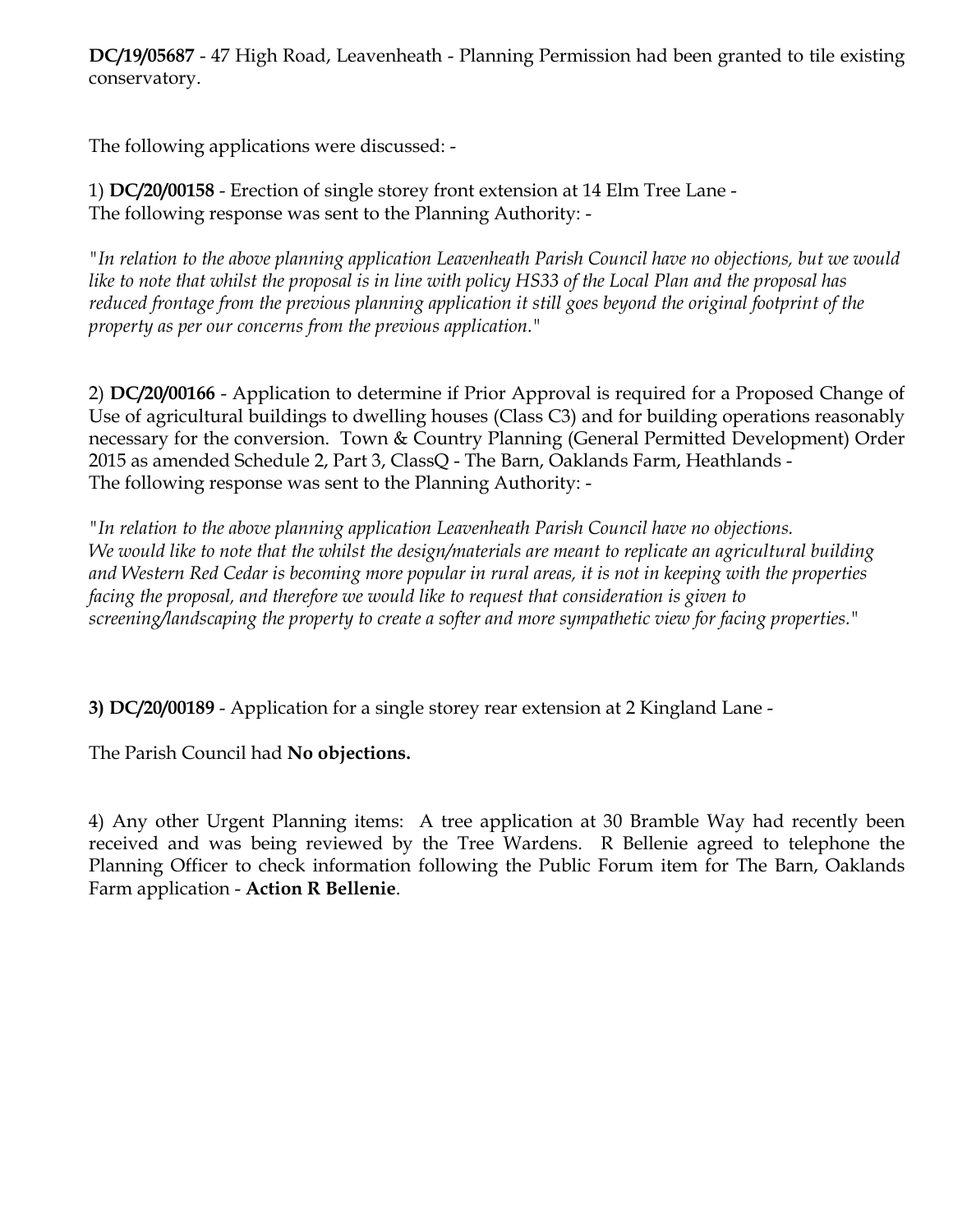**DC/19/05687** - 47 High Road, Leavenheath - Planning Permission had been granted to tile existing conservatory.

The following applications were discussed: -

1) **DC/20/00158** - Erection of single storey front extension at 14 Elm Tree Lane -
The following response was sent to the Planning Authority: -

*"In relation to the above planning application Leavenheath Parish Council have no objections, but we would like to note that whilst the proposal is in line with policy HS33 of the Local Plan and the proposal has reduced frontage from the previous planning application it still goes beyond the original footprint of the property as per our concerns from the previous application."*

2) **DC/20/00166** - Application to determine if Prior Approval is required for a Proposed Change of Use of agricultural buildings to dwelling houses (Class C3) and for building operations reasonably necessary for the conversion. Town & Country Planning (General Permitted Development) Order 2015 as amended Schedule 2, Part 3, ClassQ - The Barn, Oaklands Farm, Heathlands -
The following response was sent to the Planning Authority: -

*"In relation to the above planning application Leavenheath Parish Council have no objections.
We would like to note that the whilst the design/materials are meant to replicate an agricultural building and Western Red Cedar is becoming more popular in rural areas, it is not in keeping with the properties facing the proposal, and therefore we would like to request that consideration is given to screening/landscaping the property to create a softer and more sympathetic view for facing properties."*

**3) DC/20/00189** - Application for a single storey rear extension at 2 Kingland Lane -

The Parish Council had **No objections.**

4) Any other Urgent Planning items: A tree application at 30 Bramble Way had recently been received and was being reviewed by the Tree Wardens. R Bellenie agreed to telephone the Planning Officer to check information following the Public Forum item for The Barn, Oaklands Farm application - **Action R Bellenie**.